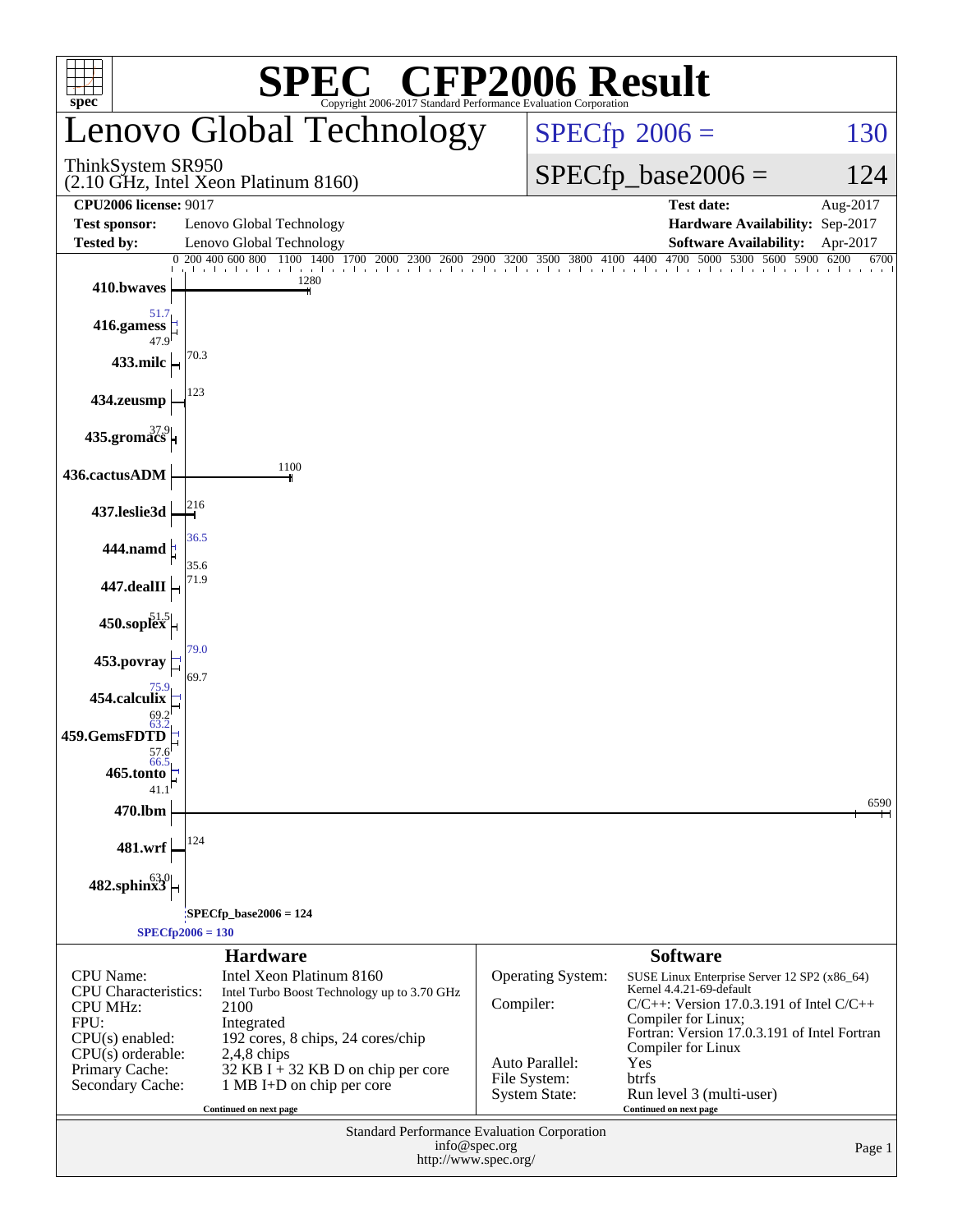# SPEC® CFP2006 Result

Copyright 2006-2017 Standard Performance Evaluation Corporation

## Lenovo Global Technology

ThinkSystem SR950
(2.10 GHz, Intel Xeon Platinum 8160)

SPECfp 2006 = 130

SPECfp_base2006 = 124

| | | | |
|---|---|---|---|
| **CPU2006 license:** 9017 | | **Test date:** | Aug-2017 |
| **Test sponsor:** | Lenovo Global Technology | **Hardware Availability:** | Sep-2017 |
| **Tested by:** | Lenovo Global Technology | **Software Availability:** | Apr-2017 |

| Benchmark | Peak | Base |
|---|---|---|
| 410.bwaves | | 1280 |
| 416.gamess | 51.7 | 47.9 |
| 433.milc | | 70.3 |
| 434.zeusmp | | 123 |
| 435.gromacs | | 37.9 |
| 436.cactusADM | | 1100 |
| 437.leslie3d | | 216 |
| 444.namd | 36.5 | 35.6 |
| 447.dealII | | 71.9 |
| 450.soplex | | 51.5 |
| 453.povray | 79.0 | 69.7 |
| 454.calculix | 75.9 | 69.2 |
| 459.GemsFDTD | 63.2 | 57.6 |
| 465.tonto | 66.5 | 41.1 |
| 470.lbm | | 6590 |
| 481.wrf | | 124 |
| 482.sphinx3 | | 63.0 |

SPECfp_base2006 = 124

SPECfp2006 = 130

### Hardware

| | |
|---|---|
| CPU Name: | Intel Xeon Platinum 8160 |
| CPU Characteristics: | Intel Turbo Boost Technology up to 3.70 GHz |
| CPU MHz: | 2100 |
| FPU: | Integrated |
| CPU(s) enabled: | 192 cores, 8 chips, 24 cores/chip |
| CPU(s) orderable: | 2,4,8 chips |
| Primary Cache: | 32 KB I + 32 KB D on chip per core |
| Secondary Cache: | 1 MB I+D on chip per core |

Continued on next page

### Software

| | |
|---|---|
| Operating System: | SUSE Linux Enterprise Server 12 SP2 (x86_64) Kernel 4.4.21-69-default |
| Compiler: | C/C++: Version 17.0.3.191 of Intel C/C++ Compiler for Linux; Fortran: Version 17.0.3.191 of Intel Fortran Compiler for Linux |
| Auto Parallel: | Yes |
| File System: | btrfs |
| System State: | Run level 3 (multi-user) |

Continued on next page

Standard Performance Evaluation Corporation
info@spec.org
http://www.spec.org/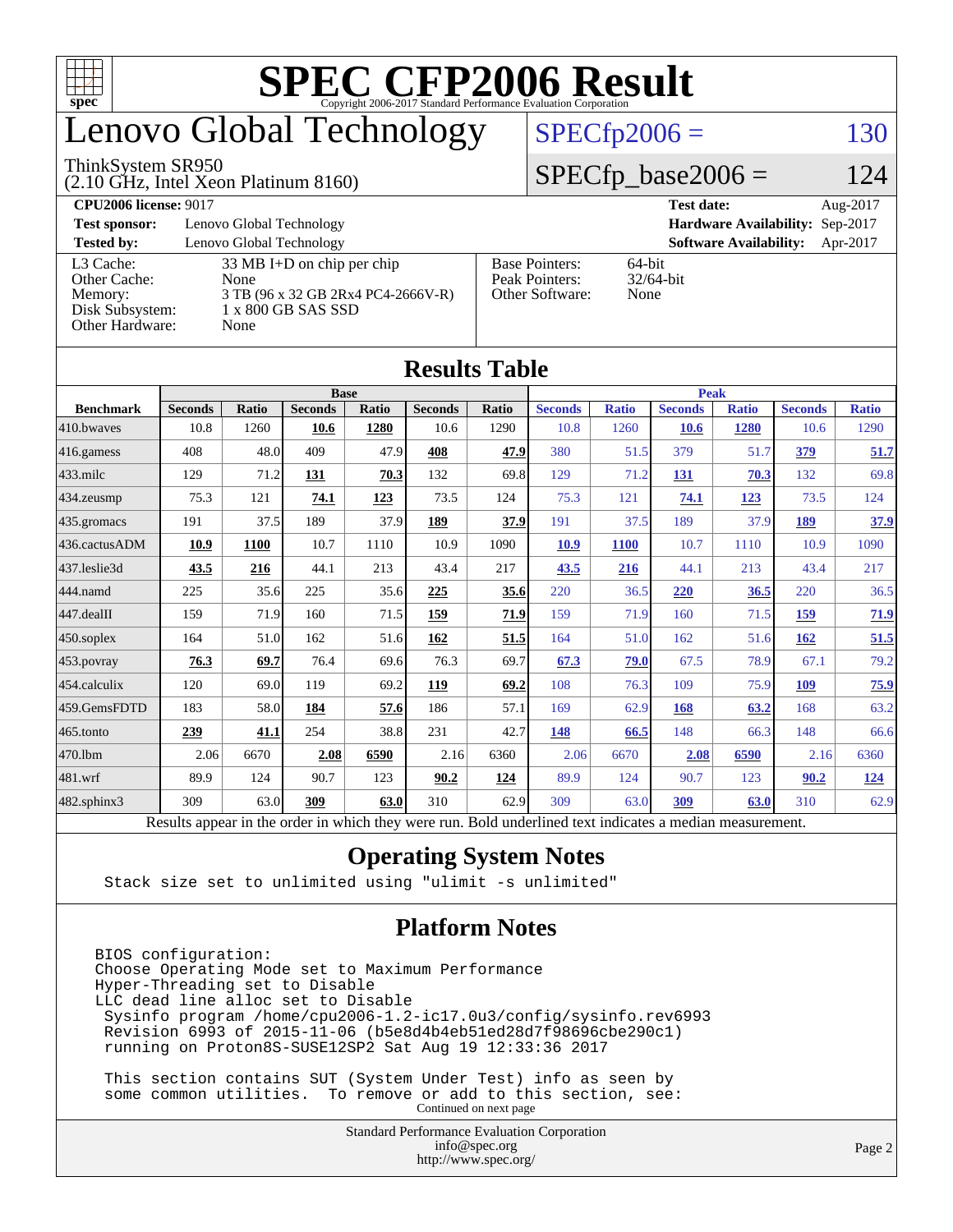# SPEC CFP2006 Result

Copyright 2006-2017 Standard Performance Evaluation Corporation

## Lenovo Global Technology

ThinkSystem SR950
(2.10 GHz, Intel Xeon Platinum 8160)

SPECfp2006 = 130

SPECfp_base2006 = 124

| | | | |
|---|---|---|---|
| **CPU2006 license:** 9017 | | **Test date:** | Aug-2017 |
| **Test sponsor:** | Lenovo Global Technology | **Hardware Availability:** | Sep-2017 |
| **Tested by:** | Lenovo Global Technology | **Software Availability:** | Apr-2017 |

| | | | |
|---|---|---|---|
| L3 Cache: | 33 MB I+D on chip per chip | Base Pointers: | 64-bit |
| Other Cache: | None | Peak Pointers: | 32/64-bit |
| Memory: | 3 TB (96 x 32 GB 2Rx4 PC4-2666V-R) | Other Software: | None |
| Disk Subsystem: | 1 x 800 GB SAS SSD | | |
| Other Hardware: | None | | |

## Results Table

| | Base | | | | | | Peak | | | | | |
|---|---|---|---|---|---|---|---|---|---|---|---|---|
| **Benchmark** | **Seconds** | **Ratio** | **Seconds** | **Ratio** | **Seconds** | **Ratio** | **Seconds** | **Ratio** | **Seconds** | **Ratio** | **Seconds** | **Ratio** |
| 410.bwaves | 10.8 | 1260 | **10.6** | **1280** | 10.6 | 1290 | 10.8 | 1260 | **10.6** | **1280** | 10.6 | 1290 |
| 416.gamess | 408 | 48.0 | 409 | 47.9 | **408** | **47.9** | 380 | 51.5 | 379 | 51.7 | **379** | **51.7** |
| 433.milc | 129 | 71.2 | **131** | **70.3** | 132 | 69.8 | 129 | 71.2 | **131** | **70.3** | 132 | 69.8 |
| 434.zeusmp | 75.3 | 121 | **74.1** | **123** | 73.5 | 124 | 75.3 | 121 | **74.1** | **123** | 73.5 | 124 |
| 435.gromacs | 191 | 37.5 | 189 | 37.9 | **189** | **37.9** | 191 | 37.5 | 189 | 37.9 | **189** | **37.9** |
| 436.cactusADM | **10.9** | **1100** | 10.7 | 1110 | 10.9 | 1090 | **10.9** | **1100** | 10.7 | 1110 | 10.9 | 1090 |
| 437.leslie3d | **43.5** | **216** | 44.1 | 213 | 43.4 | 217 | **43.5** | **216** | 44.1 | 213 | 43.4 | 217 |
| 444.namd | 225 | 35.6 | 225 | 35.6 | **225** | **35.6** | 220 | 36.5 | **220** | **36.5** | 220 | 36.5 |
| 447.dealII | 159 | 71.9 | 160 | 71.5 | **159** | **71.9** | 159 | 71.9 | 160 | 71.5 | **159** | **71.9** |
| 450.soplex | 164 | 51.0 | 162 | 51.6 | **162** | **51.5** | 164 | 51.0 | 162 | 51.6 | **162** | **51.5** |
| 453.povray | **76.3** | **69.7** | 76.4 | 69.6 | 76.3 | 69.7 | **67.3** | **79.0** | 67.5 | 78.9 | 67.1 | 79.2 |
| 454.calculix | 120 | 69.0 | 119 | 69.2 | **119** | **69.2** | 108 | 76.3 | 109 | 75.9 | **109** | **75.9** |
| 459.GemsFDTD | 183 | 58.0 | **184** | **57.6** | 186 | 57.1 | 169 | 62.9 | **168** | **63.2** | 168 | 63.2 |
| 465.tonto | **239** | **41.1** | 254 | 38.8 | 231 | 42.7 | **148** | **66.5** | 148 | 66.3 | 148 | 66.6 |
| 470.lbm | 2.06 | 6670 | **2.08** | **6590** | 2.16 | 6360 | 2.06 | 6670 | **2.08** | **6590** | 2.16 | 6360 |
| 481.wrf | 89.9 | 124 | 90.7 | 123 | **90.2** | **124** | 89.9 | 124 | 90.7 | 123 | **90.2** | **124** |
| 482.sphinx3 | 309 | 63.0 | **309** | **63.0** | 310 | 62.9 | 309 | 63.0 | **309** | **63.0** | 310 | 62.9 |

Results appear in the order in which they were run. Bold underlined text indicates a median measurement.

## Operating System Notes

```
Stack size set to unlimited using "ulimit -s unlimited"
```

## Platform Notes

```
BIOS configuration:
Choose Operating Mode set to Maximum Performance
Hyper-Threading set to Disable
LLC dead line alloc set to Disable
 Sysinfo program /home/cpu2006-1.2-ic17.0u3/config/sysinfo.rev6993
 Revision 6993 of 2015-11-06 (b5e8d4b4eb51ed28d7f98696cbe290c1)
 running on Proton8S-SUSE12SP2 Sat Aug 19 12:33:36 2017

 This section contains SUT (System Under Test) info as seen by
 some common utilities.  To remove or add to this section, see:
```

Continued on next page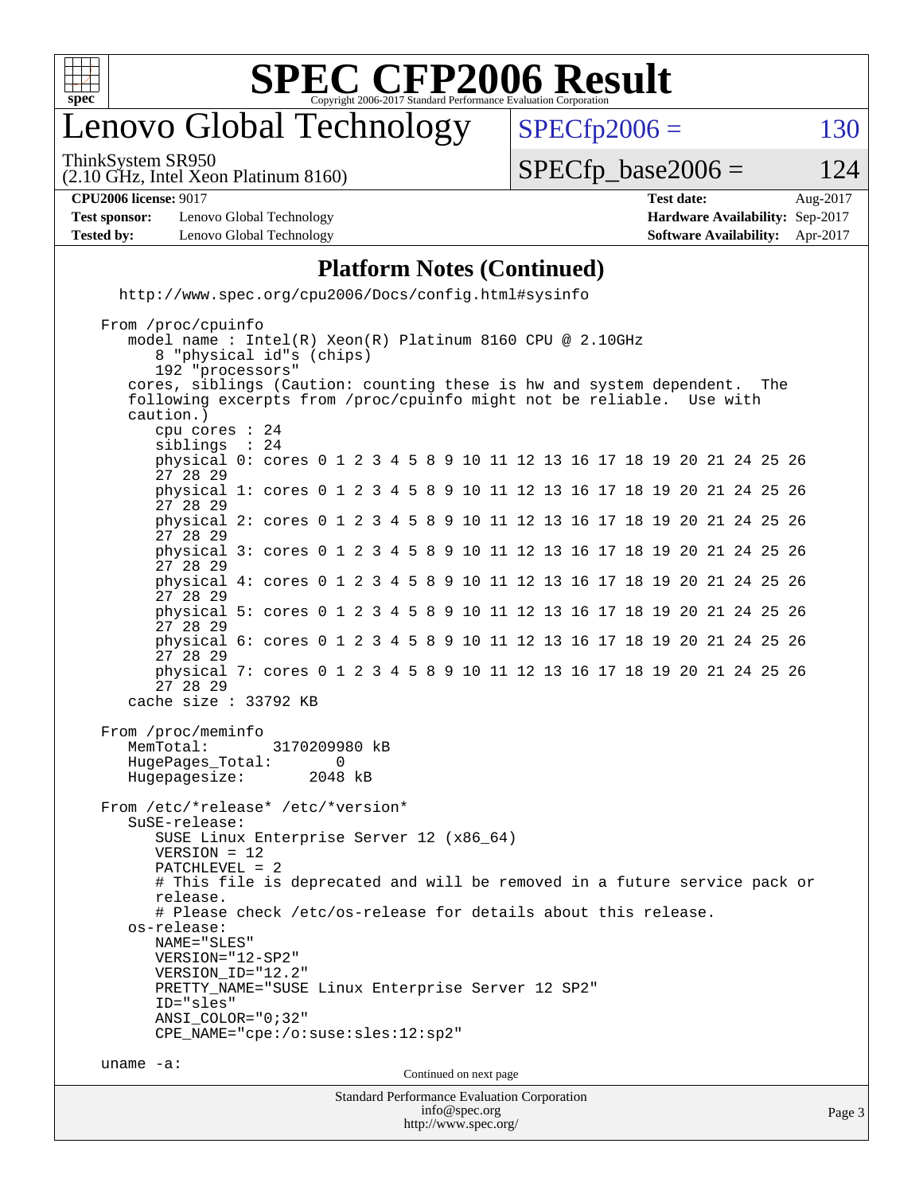# SPEC CFP2006 Result

Copyright 2006-2017 Standard Performance Evaluation Corporation

## Lenovo Global Technology

ThinkSystem SR950
(2.10 GHz, Intel Xeon Platinum 8160)

SPECfp2006 = 130

SPECfp_base2006 = 124

| | | | |
|---|---|---|---|
| **CPU2006 license:** 9017 | | **Test date:** | Aug-2017 |
| **Test sponsor:** | Lenovo Global Technology | **Hardware Availability:** | Sep-2017 |
| **Tested by:** | Lenovo Global Technology | **Software Availability:** | Apr-2017 |

### Platform Notes (Continued)

```
  http://www.spec.org/cpu2006/Docs/config.html#sysinfo

From /proc/cpuinfo
   model name : Intel(R) Xeon(R) Platinum 8160 CPU @ 2.10GHz
      8 "physical id"s (chips)
      192 "processors"
   cores, siblings (Caution: counting these is hw and system dependent.  The
   following excerpts from /proc/cpuinfo might not be reliable.  Use with
   caution.)
      cpu cores : 24
      siblings  : 24
      physical 0: cores 0 1 2 3 4 5 8 9 10 11 12 13 16 17 18 19 20 21 24 25 26
      27 28 29
      physical 1: cores 0 1 2 3 4 5 8 9 10 11 12 13 16 17 18 19 20 21 24 25 26
      27 28 29
      physical 2: cores 0 1 2 3 4 5 8 9 10 11 12 13 16 17 18 19 20 21 24 25 26
      27 28 29
      physical 3: cores 0 1 2 3 4 5 8 9 10 11 12 13 16 17 18 19 20 21 24 25 26
      27 28 29
      physical 4: cores 0 1 2 3 4 5 8 9 10 11 12 13 16 17 18 19 20 21 24 25 26
      27 28 29
      physical 5: cores 0 1 2 3 4 5 8 9 10 11 12 13 16 17 18 19 20 21 24 25 26
      27 28 29
      physical 6: cores 0 1 2 3 4 5 8 9 10 11 12 13 16 17 18 19 20 21 24 25 26
      27 28 29
      physical 7: cores 0 1 2 3 4 5 8 9 10 11 12 13 16 17 18 19 20 21 24 25 26
      27 28 29
   cache size : 33792 KB

From /proc/meminfo
   MemTotal:       3170209980 kB
   HugePages_Total:       0
   Hugepagesize:       2048 kB

From /etc/*release* /etc/*version*
   SuSE-release:
      SUSE Linux Enterprise Server 12 (x86_64)
      VERSION = 12
      PATCHLEVEL = 2
      # This file is deprecated and will be removed in a future service pack or
      release.
      # Please check /etc/os-release for details about this release.
   os-release:
      NAME="SLES"
      VERSION="12-SP2"
      VERSION_ID="12.2"
      PRETTY_NAME="SUSE Linux Enterprise Server 12 SP2"
      ID="sles"
      ANSI_COLOR="0;32"
      CPE_NAME="cpe:/o:suse:sles:12:sp2"

uname -a:
```

Continued on next page

Standard Performance Evaluation Corporation
info@spec.org
http://www.spec.org/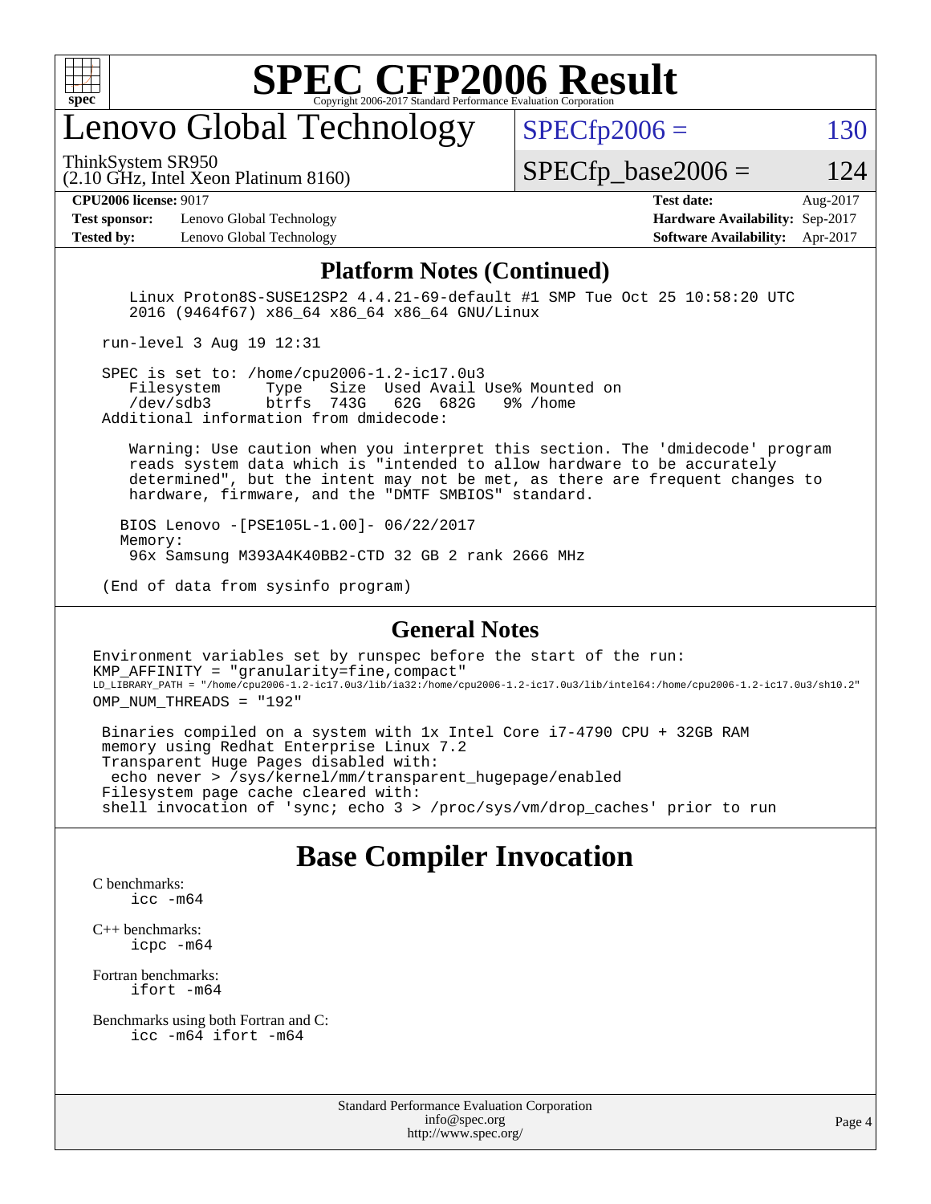# SPEC CFP2006 Result

Copyright 2006-2017 Standard Performance Evaluation Corporation

## Lenovo Global Technology

ThinkSystem SR950
(2.10 GHz, Intel Xeon Platinum 8160)

SPECfp2006 = 130

SPECfp_base2006 = 124

| | | | |
|---|---|---|---|
| **CPU2006 license:** 9017 | | **Test date:** | Aug-2017 |
| **Test sponsor:** | Lenovo Global Technology | **Hardware Availability:** | Sep-2017 |
| **Tested by:** | Lenovo Global Technology | **Software Availability:** | Apr-2017 |

### Platform Notes (Continued)

```
    Linux Proton8S-SUSE12SP2 4.4.21-69-default #1 SMP Tue Oct 25 10:58:20 UTC
    2016 (9464f67) x86_64 x86_64 x86_64 GNU/Linux

 run-level 3 Aug 19 12:31

 SPEC is set to: /home/cpu2006-1.2-ic17.0u3
    Filesystem     Type  Size  Used Avail Use% Mounted on
    /dev/sdb3      btrfs 743G   62G  682G   9% /home
 Additional information from dmidecode:

    Warning: Use caution when you interpret this section. The 'dmidecode' program
    reads system data which is "intended to allow hardware to be accurately
    determined", but the intent may not be met, as there are frequent changes to
    hardware, firmware, and the "DMTF SMBIOS" standard.

   BIOS Lenovo -[PSE105L-1.00]- 06/22/2017
   Memory:
    96x Samsung M393A4K40BB2-CTD 32 GB 2 rank 2666 MHz

 (End of data from sysinfo program)
```

### General Notes

```
Environment variables set by runspec before the start of the run:
KMP_AFFINITY = "granularity=fine,compact"
LD_LIBRARY_PATH = "/home/cpu2006-1.2-ic17.0u3/lib/ia32:/home/cpu2006-1.2-ic17.0u3/lib/intel64:/home/cpu2006-1.2-ic17.0u3/sh10.2"
OMP_NUM_THREADS = "192"

 Binaries compiled on a system with 1x Intel Core i7-4790 CPU + 32GB RAM
 memory using Redhat Enterprise Linux 7.2
 Transparent Huge Pages disabled with:
  echo never > /sys/kernel/mm/transparent_hugepage/enabled
 Filesystem page cache cleared with:
 shell invocation of 'sync; echo 3 > /proc/sys/vm/drop_caches' prior to run
```

## Base Compiler Invocation

C benchmarks:
    icc -m64

C++ benchmarks:
    icpc -m64

Fortran benchmarks:
    ifort -m64

Benchmarks using both Fortran and C:
    icc -m64 ifort -m64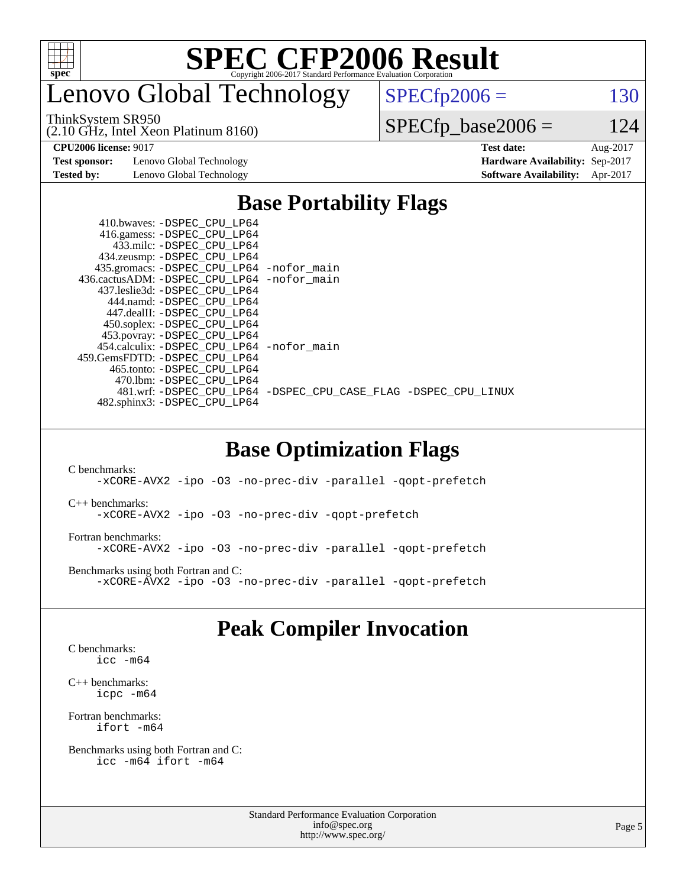# SPEC CFP2006 Result

Copyright 2006-2017 Standard Performance Evaluation Corporation

## Lenovo Global Technology

ThinkSystem SR950
(2.10 GHz, Intel Xeon Platinum 8160)

SPECfp2006 = 130

SPECfp_base2006 = 124

| | | | |
|---|---|---|---|
| **CPU2006 license:** 9017 | | **Test date:** | Aug-2017 |
| **Test sponsor:** | Lenovo Global Technology | **Hardware Availability:** | Sep-2017 |
| **Tested by:** | Lenovo Global Technology | **Software Availability:** | Apr-2017 |

## Base Portability Flags

```
      410.bwaves: -DSPEC_CPU_LP64
      416.gamess: -DSPEC_CPU_LP64
        433.milc: -DSPEC_CPU_LP64
      434.zeusmp: -DSPEC_CPU_LP64
     435.gromacs: -DSPEC_CPU_LP64 -nofor_main
  436.cactusADM: -DSPEC_CPU_LP64 -nofor_main
   437.leslie3d: -DSPEC_CPU_LP64
        444.namd: -DSPEC_CPU_LP64
      447.dealII: -DSPEC_CPU_LP64
     450.soplex: -DSPEC_CPU_LP64
     453.povray: -DSPEC_CPU_LP64
    454.calculix: -DSPEC_CPU_LP64 -nofor_main
  459.GemsFDTD: -DSPEC_CPU_LP64
      465.tonto: -DSPEC_CPU_LP64
        470.lbm: -DSPEC_CPU_LP64
        481.wrf: -DSPEC_CPU_LP64 -DSPEC_CPU_CASE_FLAG -DSPEC_CPU_LINUX
    482.sphinx3: -DSPEC_CPU_LP64
```

## Base Optimization Flags

C benchmarks:
```
-xCORE-AVX2 -ipo -O3 -no-prec-div -parallel -qopt-prefetch
```

C++ benchmarks:
```
-xCORE-AVX2 -ipo -O3 -no-prec-div -qopt-prefetch
```

Fortran benchmarks:
```
-xCORE-AVX2 -ipo -O3 -no-prec-div -parallel -qopt-prefetch
```

Benchmarks using both Fortran and C:
```
-xCORE-AVX2 -ipo -O3 -no-prec-div -parallel -qopt-prefetch
```

## Peak Compiler Invocation

C benchmarks:
```
icc -m64
```

C++ benchmarks:
```
icpc -m64
```

Fortran benchmarks:
```
ifort -m64
```

Benchmarks using both Fortran and C:
```
icc -m64 ifort -m64
```

Standard Performance Evaluation Corporation
info@spec.org
http://www.spec.org/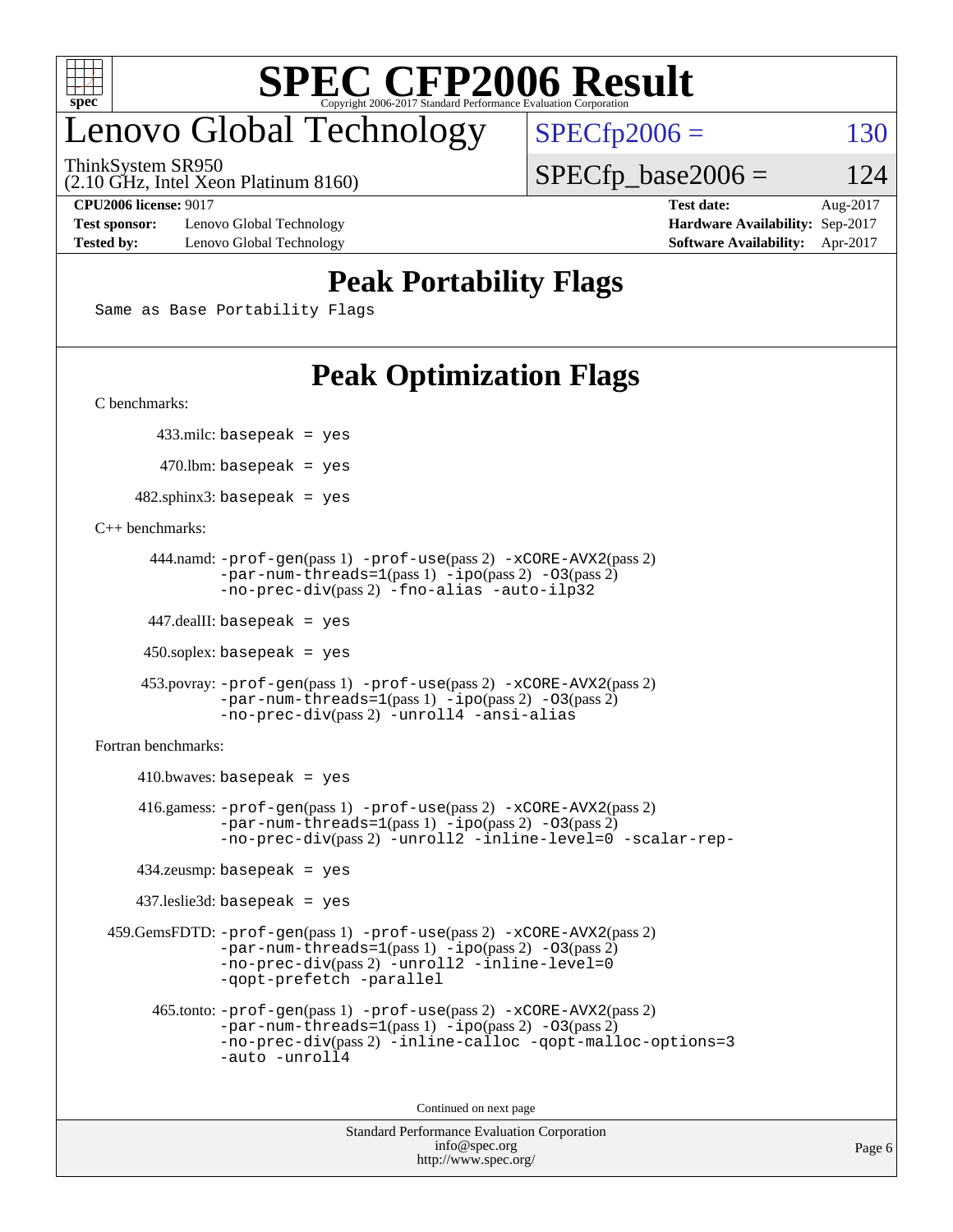# SPEC CFP2006 Result

Copyright 2006-2017 Standard Performance Evaluation Corporation

## Lenovo Global Technology

ThinkSystem SR950
(2.10 GHz, Intel Xeon Platinum 8160)

SPECfp2006 = 130

SPECfp_base2006 = 124

**CPU2006 license:** 9017
**Test sponsor:** Lenovo Global Technology
**Tested by:** Lenovo Global Technology

**Test date:** Aug-2017
**Hardware Availability:** Sep-2017
**Software Availability:** Apr-2017

## Peak Portability Flags

Same as Base Portability Flags

## Peak Optimization Flags

C benchmarks:

433.milc: basepeak = yes

470.lbm: basepeak = yes

482.sphinx3: basepeak = yes

C++ benchmarks:

444.namd: -prof-gen(pass 1) -prof-use(pass 2) -xCORE-AVX2(pass 2) -par-num-threads=1(pass 1) -ipo(pass 2) -O3(pass 2) -no-prec-div(pass 2) -fno-alias -auto-ilp32

447.dealII: basepeak = yes

450.soplex: basepeak = yes

453.povray: -prof-gen(pass 1) -prof-use(pass 2) -xCORE-AVX2(pass 2) -par-num-threads=1(pass 1) -ipo(pass 2) -O3(pass 2) -no-prec-div(pass 2) -unroll4 -ansi-alias

Fortran benchmarks:

410.bwaves: basepeak = yes

416.gamess: -prof-gen(pass 1) -prof-use(pass 2) -xCORE-AVX2(pass 2) -par-num-threads=1(pass 1) -ipo(pass 2) -O3(pass 2) -no-prec-div(pass 2) -unroll2 -inline-level=0 -scalar-rep-

434.zeusmp: basepeak = yes

437.leslie3d: basepeak = yes

459.GemsFDTD: -prof-gen(pass 1) -prof-use(pass 2) -xCORE-AVX2(pass 2) -par-num-threads=1(pass 1) -ipo(pass 2) -O3(pass 2) -no-prec-div(pass 2) -unroll2 -inline-level=0 -qopt-prefetch -parallel

465.tonto: -prof-gen(pass 1) -prof-use(pass 2) -xCORE-AVX2(pass 2) -par-num-threads=1(pass 1) -ipo(pass 2) -O3(pass 2) -no-prec-div(pass 2) -inline-calloc -qopt-malloc-options=3 -auto -unroll4

Continued on next page

Standard Performance Evaluation Corporation
info@spec.org
http://www.spec.org/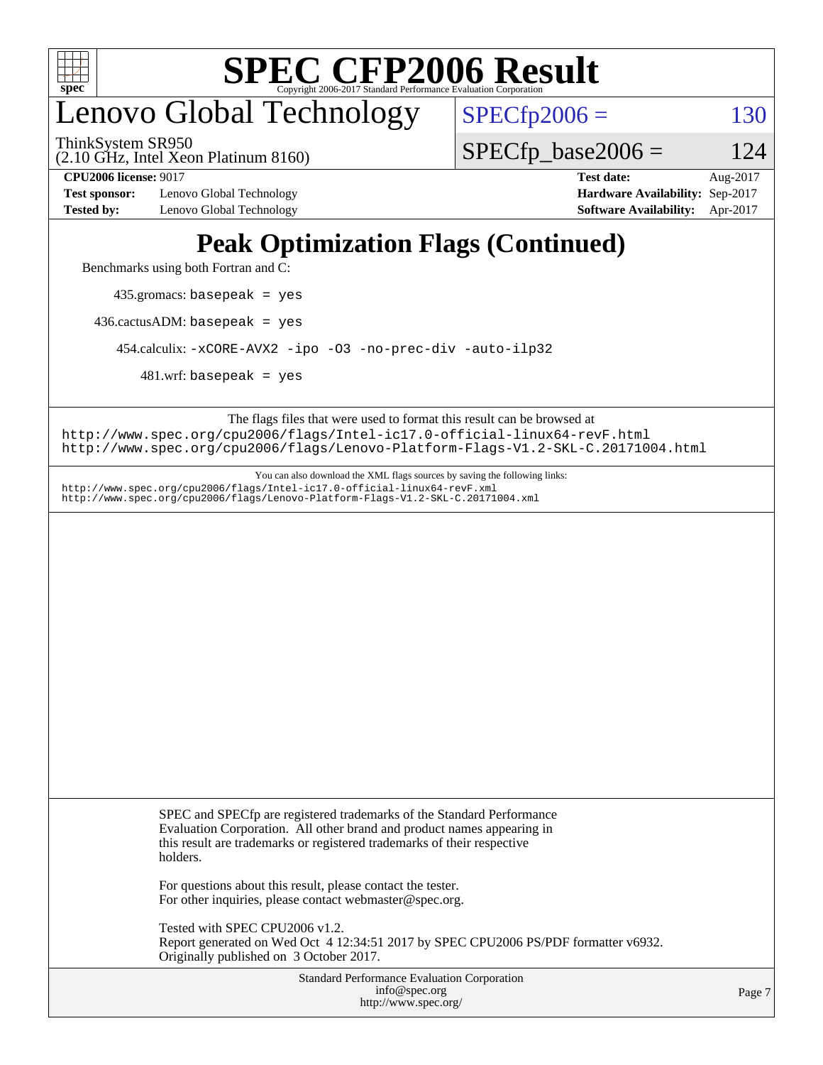# SPEC CFP2006 Result

Copyright 2006-2017 Standard Performance Evaluation Corporation

# Lenovo Global Technology

ThinkSystem SR950
(2.10 GHz, Intel Xeon Platinum 8160)

SPECfp2006 = 130

SPECfp_base2006 = 124

| | | | |
|---|---|---|---|
| **CPU2006 license:** 9017 | | **Test date:** | Aug-2017 |
| **Test sponsor:** | Lenovo Global Technology | **Hardware Availability:** | Sep-2017 |
| **Tested by:** | Lenovo Global Technology | **Software Availability:** | Apr-2017 |

## Peak Optimization Flags (Continued)

Benchmarks using both Fortran and C:

435.gromacs: `basepeak = yes`

436.cactusADM: `basepeak = yes`

454.calculix: `-xCORE-AVX2 -ipo -O3 -no-prec-div -auto-ilp32`

481.wrf: `basepeak = yes`

The flags files that were used to format this result can be browsed at
http://www.spec.org/cpu2006/flags/Intel-ic17.0-official-linux64-revF.html
http://www.spec.org/cpu2006/flags/Lenovo-Platform-Flags-V1.2-SKL-C.20171004.html

You can also download the XML flags sources by saving the following links:
http://www.spec.org/cpu2006/flags/Intel-ic17.0-official-linux64-revF.xml
http://www.spec.org/cpu2006/flags/Lenovo-Platform-Flags-V1.2-SKL-C.20171004.xml

SPEC and SPECfp are registered trademarks of the Standard Performance Evaluation Corporation. All other brand and product names appearing in this result are trademarks or registered trademarks of their respective holders.

For questions about this result, please contact the tester.
For other inquiries, please contact webmaster@spec.org.

Tested with SPEC CPU2006 v1.2.
Report generated on Wed Oct 4 12:34:51 2017 by SPEC CPU2006 PS/PDF formatter v6932.
Originally published on 3 October 2017.

Standard Performance Evaluation Corporation
info@spec.org
http://www.spec.org/